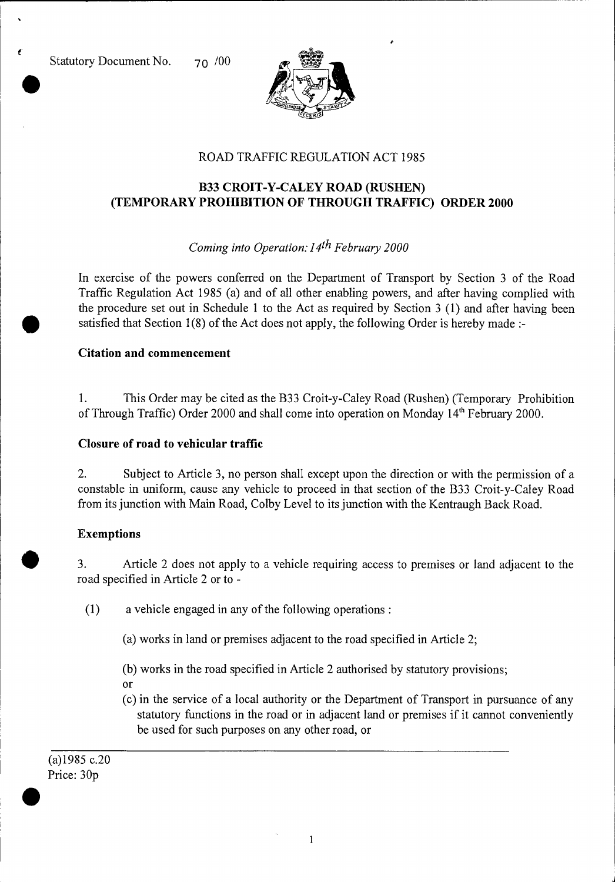Statutory Document No. 70 /00

# ROAD TRAFFIC REGULATION ACT 1985

## B33 CROIT-Y-CALEY ROAD (RUSHEN) (TEMPORARY PROHIBITION OF THROUGH TRAFFIC) ORDER 2000

*Coming into Operation: 14th February 2000*

In exercise of the powers conferred on the Department of Transport by Section 3 of the Road Traffic Regulation Act 1985 (a) and of all other enabling powers, and after having complied with the procedure set out in Schedule 1 to the Act as required by Section 3 (1) and after having been satisfied that Section 1(8) of the Act does not apply, the following Order is hereby made :-

### Citation and commencement

1. This Order may be cited as the B33 Croit-y-Caley Road (Rushen) (Temporary Prohibition of Through Traffic) Order 2000 and shall come into operation on Monday 14th February 2000.

### Closure of road to vehicular traffic

2. Subject to Article 3, no person shall except upon the direction or with the permission of a constable in uniform, cause any vehicle to proceed in that section of the B33 Croit-y-Caley Road from its junction with Main Road, Colby Level to its junction with the Kentraugh Back Road.

### Exemptions

3. Article 2 does not apply to a vehicle requiring access to premises or land adjacent to the road specified in Article 2 or to -

(1) a vehicle engaged in any of the following operations :

(a) works in land or premises adjacent to the road specified in Article 2;

(b) works in the road specified in Article 2 authorised by statutory provisions;
or

(c) in the service of a local authority or the Department of Transport in pursuance of any statutory functions in the road or in adjacent land or premises if it cannot conveniently be used for such purposes on any other road, or

---

(a)1985 c.20
Price: 30p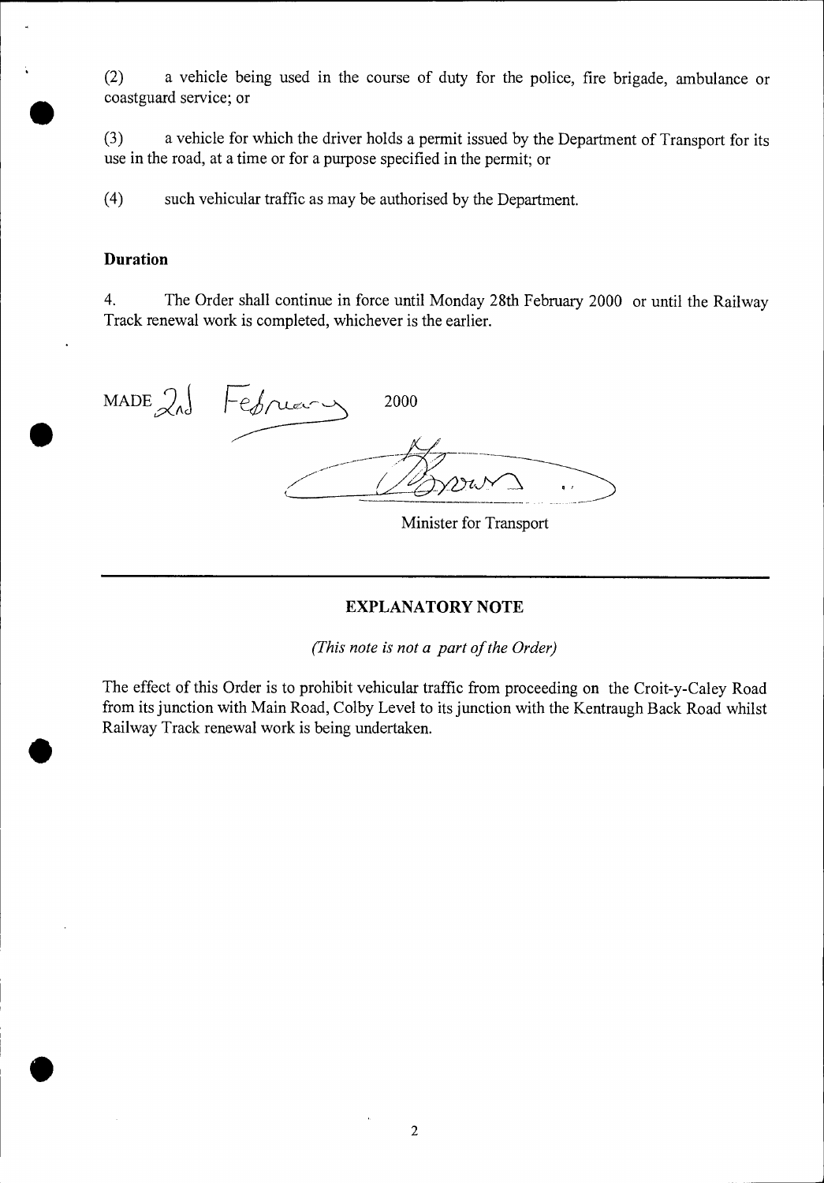(2) a vehicle being used in the course of duty for the police, fire brigade, ambulance or coastguard service; or

(3) a vehicle for which the driver holds a permit issued by the Department of Transport for its use in the road, at a time or for a purpose specified in the permit; or

(4) such vehicular traffic as may be authorised by the Department.

**Duration**

4. The Order shall continue in force until Monday 28th February 2000 or until the Railway Track renewal work is completed, whichever is the earlier.

MADE 2nd February 2000

Minister for Transport

---

**EXPLANATORY NOTE**

*(This note is not a part of the Order)*

The effect of this Order is to prohibit vehicular traffic from proceeding on the Croit-y-Caley Road from its junction with Main Road, Colby Level to its junction with the Kentraugh Back Road whilst Railway Track renewal work is being undertaken.